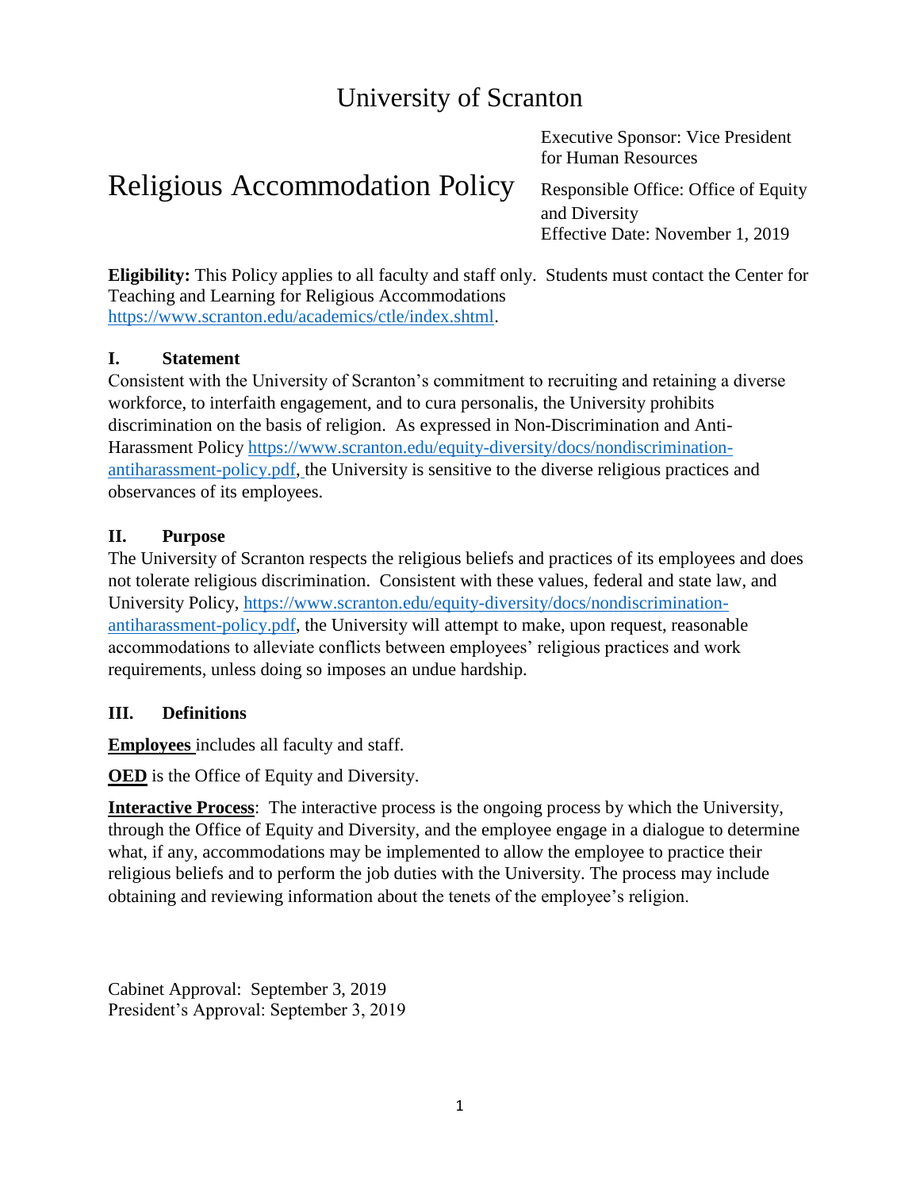# University of Scranton

# Religious Accommodation Policy

Executive Sponsor: Vice President for Human Resources

Responsible Office: Office of Equity and Diversity

Effective Date: November 1, 2019

**Eligibility:** This Policy applies to all faculty and staff only. Students must contact the Center for Teaching and Learning for Religious Accommodations https://www.scranton.edu/academics/ctle/index.shtml.

## I. Statement

Consistent with the University of Scranton's commitment to recruiting and retaining a diverse workforce, to interfaith engagement, and to cura personalis, the University prohibits discrimination on the basis of religion. As expressed in Non-Discrimination and Anti-Harassment Policy https://www.scranton.edu/equity-diversity/docs/nondiscrimination-antiharassment-policy.pdf, the University is sensitive to the diverse religious practices and observances of its employees.

## II. Purpose

The University of Scranton respects the religious beliefs and practices of its employees and does not tolerate religious discrimination. Consistent with these values, federal and state law, and University Policy, https://www.scranton.edu/equity-diversity/docs/nondiscrimination-antiharassment-policy.pdf, the University will attempt to make, upon request, reasonable accommodations to alleviate conflicts between employees' religious practices and work requirements, unless doing so imposes an undue hardship.

## III. Definitions

**Employees** includes all faculty and staff.

**OED** is the Office of Equity and Diversity.

**Interactive Process**: The interactive process is the ongoing process by which the University, through the Office of Equity and Diversity, and the employee engage in a dialogue to determine what, if any, accommodations may be implemented to allow the employee to practice their religious beliefs and to perform the job duties with the University. The process may include obtaining and reviewing information about the tenets of the employee's religion.

Cabinet Approval: September 3, 2019
President's Approval: September 3, 2019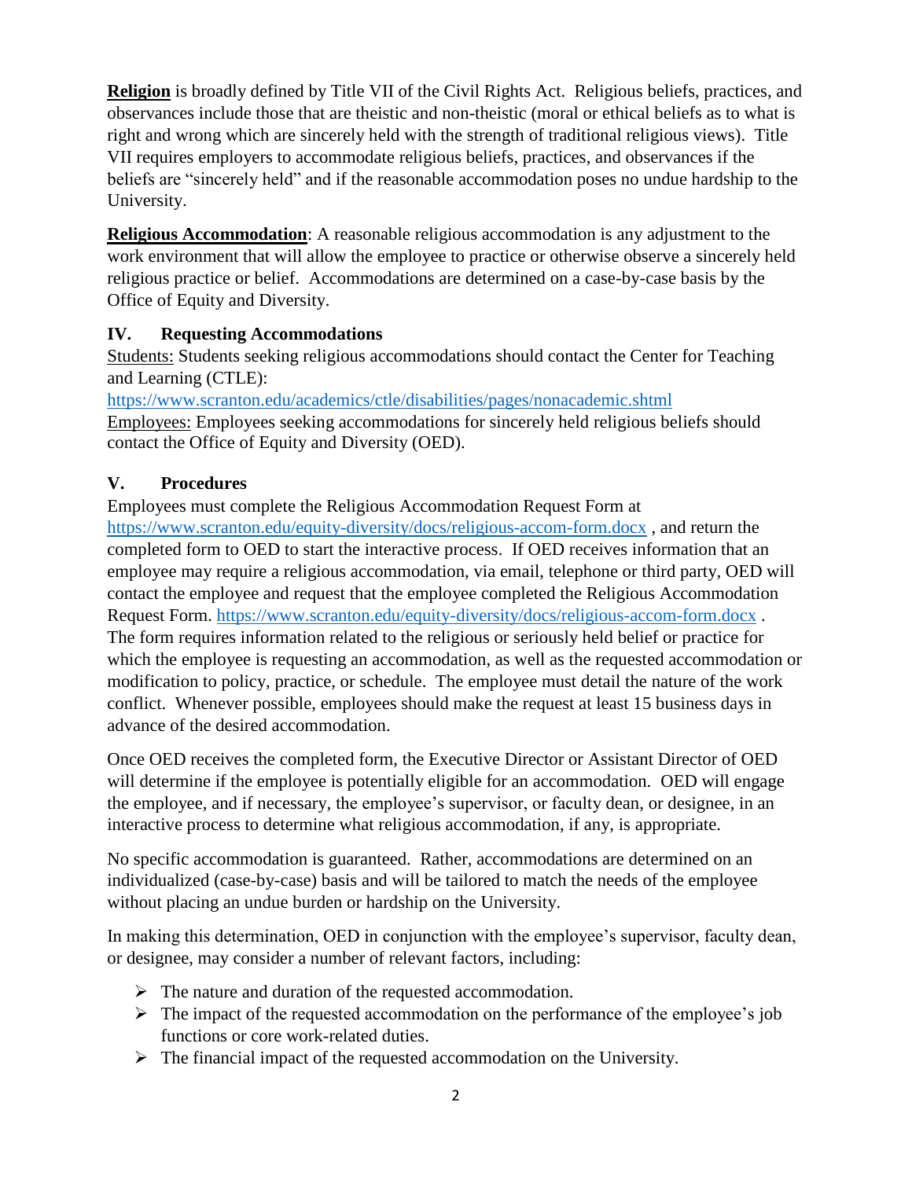**Religion** is broadly defined by Title VII of the Civil Rights Act. Religious beliefs, practices, and observances include those that are theistic and non-theistic (moral or ethical beliefs as to what is right and wrong which are sincerely held with the strength of traditional religious views). Title VII requires employers to accommodate religious beliefs, practices, and observances if the beliefs are "sincerely held" and if the reasonable accommodation poses no undue hardship to the University.

**Religious Accommodation**: A reasonable religious accommodation is any adjustment to the work environment that will allow the employee to practice or otherwise observe a sincerely held religious practice or belief. Accommodations are determined on a case-by-case basis by the Office of Equity and Diversity.

## IV. Requesting Accommodations

Students: Students seeking religious accommodations should contact the Center for Teaching and Learning (CTLE):
https://www.scranton.edu/academics/ctle/disabilities/pages/nonacademic.shtml
Employees: Employees seeking accommodations for sincerely held religious beliefs should contact the Office of Equity and Diversity (OED).

## V. Procedures

Employees must complete the Religious Accommodation Request Form at https://www.scranton.edu/equity-diversity/docs/religious-accom-form.docx , and return the completed form to OED to start the interactive process. If OED receives information that an employee may require a religious accommodation, via email, telephone or third party, OED will contact the employee and request that the employee completed the Religious Accommodation Request Form. https://www.scranton.edu/equity-diversity/docs/religious-accom-form.docx . The form requires information related to the religious or seriously held belief or practice for which the employee is requesting an accommodation, as well as the requested accommodation or modification to policy, practice, or schedule. The employee must detail the nature of the work conflict. Whenever possible, employees should make the request at least 15 business days in advance of the desired accommodation.

Once OED receives the completed form, the Executive Director or Assistant Director of OED will determine if the employee is potentially eligible for an accommodation. OED will engage the employee, and if necessary, the employee's supervisor, or faculty dean, or designee, in an interactive process to determine what religious accommodation, if any, is appropriate.

No specific accommodation is guaranteed. Rather, accommodations are determined on an individualized (case-by-case) basis and will be tailored to match the needs of the employee without placing an undue burden or hardship on the University.

In making this determination, OED in conjunction with the employee's supervisor, faculty dean, or designee, may consider a number of relevant factors, including:

- The nature and duration of the requested accommodation.
- The impact of the requested accommodation on the performance of the employee's job functions or core work-related duties.
- The financial impact of the requested accommodation on the University.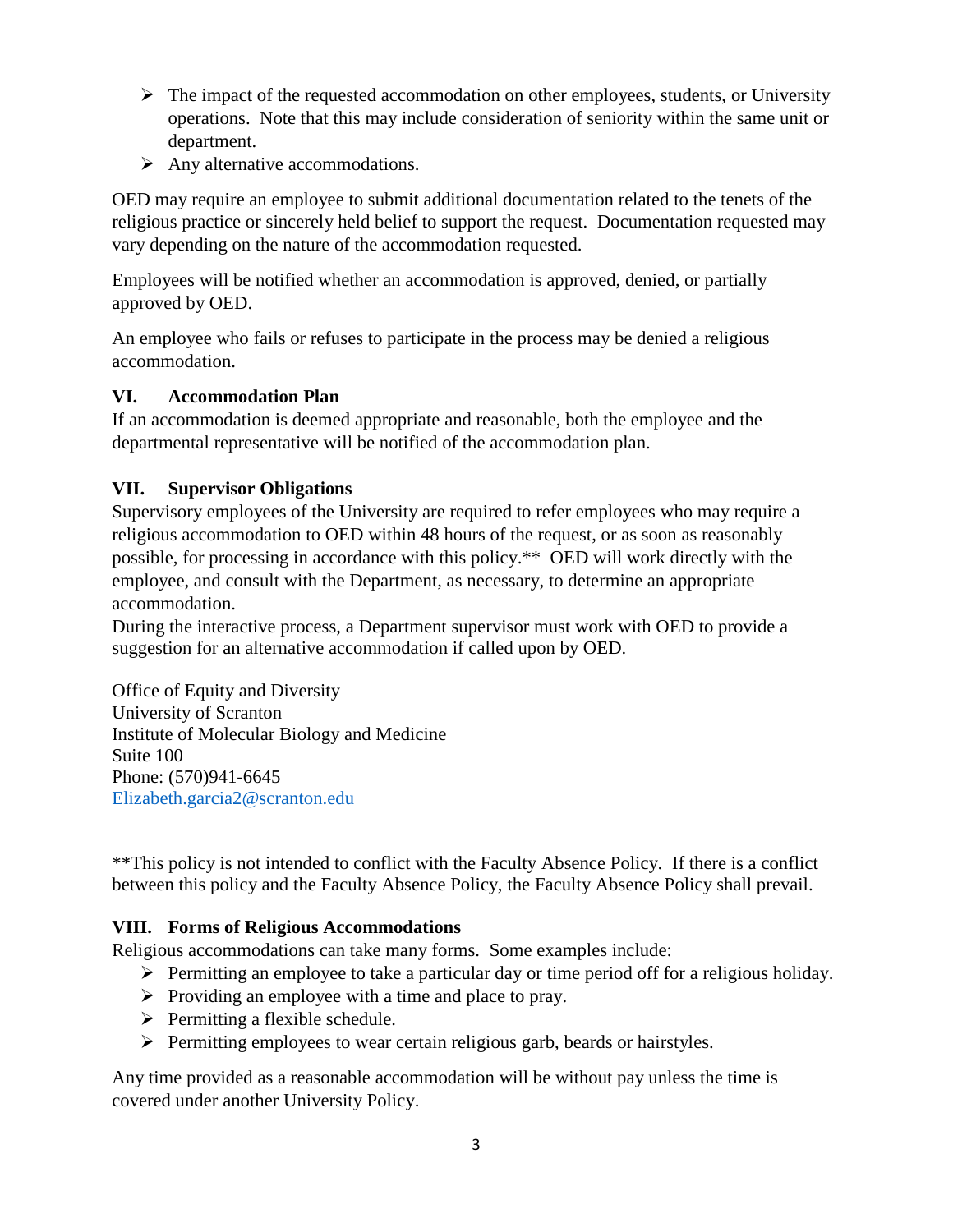- The impact of the requested accommodation on other employees, students, or University operations. Note that this may include consideration of seniority within the same unit or department.
- Any alternative accommodations.

OED may require an employee to submit additional documentation related to the tenets of the religious practice or sincerely held belief to support the request. Documentation requested may vary depending on the nature of the accommodation requested.

Employees will be notified whether an accommodation is approved, denied, or partially approved by OED.

An employee who fails or refuses to participate in the process may be denied a religious accommodation.

## VI. Accommodation Plan

If an accommodation is deemed appropriate and reasonable, both the employee and the departmental representative will be notified of the accommodation plan.

## VII. Supervisor Obligations

Supervisory employees of the University are required to refer employees who may require a religious accommodation to OED within 48 hours of the request, or as soon as reasonably possible, for processing in accordance with this policy.** OED will work directly with the employee, and consult with the Department, as necessary, to determine an appropriate accommodation.

During the interactive process, a Department supervisor must work with OED to provide a suggestion for an alternative accommodation if called upon by OED.

Office of Equity and Diversity
University of Scranton
Institute of Molecular Biology and Medicine
Suite 100
Phone: (570)941-6645
Elizabeth.garcia2@scranton.edu

**This policy is not intended to conflict with the Faculty Absence Policy. If there is a conflict between this policy and the Faculty Absence Policy, the Faculty Absence Policy shall prevail.

## VIII. Forms of Religious Accommodations

Religious accommodations can take many forms. Some examples include:

- Permitting an employee to take a particular day or time period off for a religious holiday.
- Providing an employee with a time and place to pray.
- Permitting a flexible schedule.
- Permitting employees to wear certain religious garb, beards or hairstyles.

Any time provided as a reasonable accommodation will be without pay unless the time is covered under another University Policy.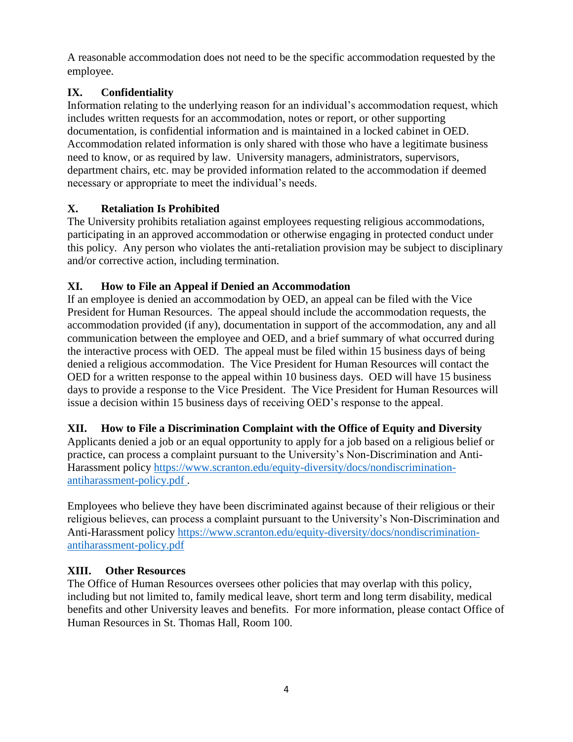A reasonable accommodation does not need to be the specific accommodation requested by the employee.

## IX. Confidentiality

Information relating to the underlying reason for an individual's accommodation request, which includes written requests for an accommodation, notes or report, or other supporting documentation, is confidential information and is maintained in a locked cabinet in OED. Accommodation related information is only shared with those who have a legitimate business need to know, or as required by law. University managers, administrators, supervisors, department chairs, etc. may be provided information related to the accommodation if deemed necessary or appropriate to meet the individual's needs.

## X. Retaliation Is Prohibited

The University prohibits retaliation against employees requesting religious accommodations, participating in an approved accommodation or otherwise engaging in protected conduct under this policy. Any person who violates the anti-retaliation provision may be subject to disciplinary and/or corrective action, including termination.

## XI. How to File an Appeal if Denied an Accommodation

If an employee is denied an accommodation by OED, an appeal can be filed with the Vice President for Human Resources. The appeal should include the accommodation requests, the accommodation provided (if any), documentation in support of the accommodation, any and all communication between the employee and OED, and a brief summary of what occurred during the interactive process with OED. The appeal must be filed within 15 business days of being denied a religious accommodation. The Vice President for Human Resources will contact the OED for a written response to the appeal within 10 business days. OED will have 15 business days to provide a response to the Vice President. The Vice President for Human Resources will issue a decision within 15 business days of receiving OED's response to the appeal.

## XII. How to File a Discrimination Complaint with the Office of Equity and Diversity

Applicants denied a job or an equal opportunity to apply for a job based on a religious belief or practice, can process a complaint pursuant to the University's Non-Discrimination and Anti-Harassment policy https://www.scranton.edu/equity-diversity/docs/nondiscrimination-antiharassment-policy.pdf .

Employees who believe they have been discriminated against because of their religious or their religious believes, can process a complaint pursuant to the University's Non-Discrimination and Anti-Harassment policy https://www.scranton.edu/equity-diversity/docs/nondiscrimination-antiharassment-policy.pdf

## XIII. Other Resources

The Office of Human Resources oversees other policies that may overlap with this policy, including but not limited to, family medical leave, short term and long term disability, medical benefits and other University leaves and benefits. For more information, please contact Office of Human Resources in St. Thomas Hall, Room 100.